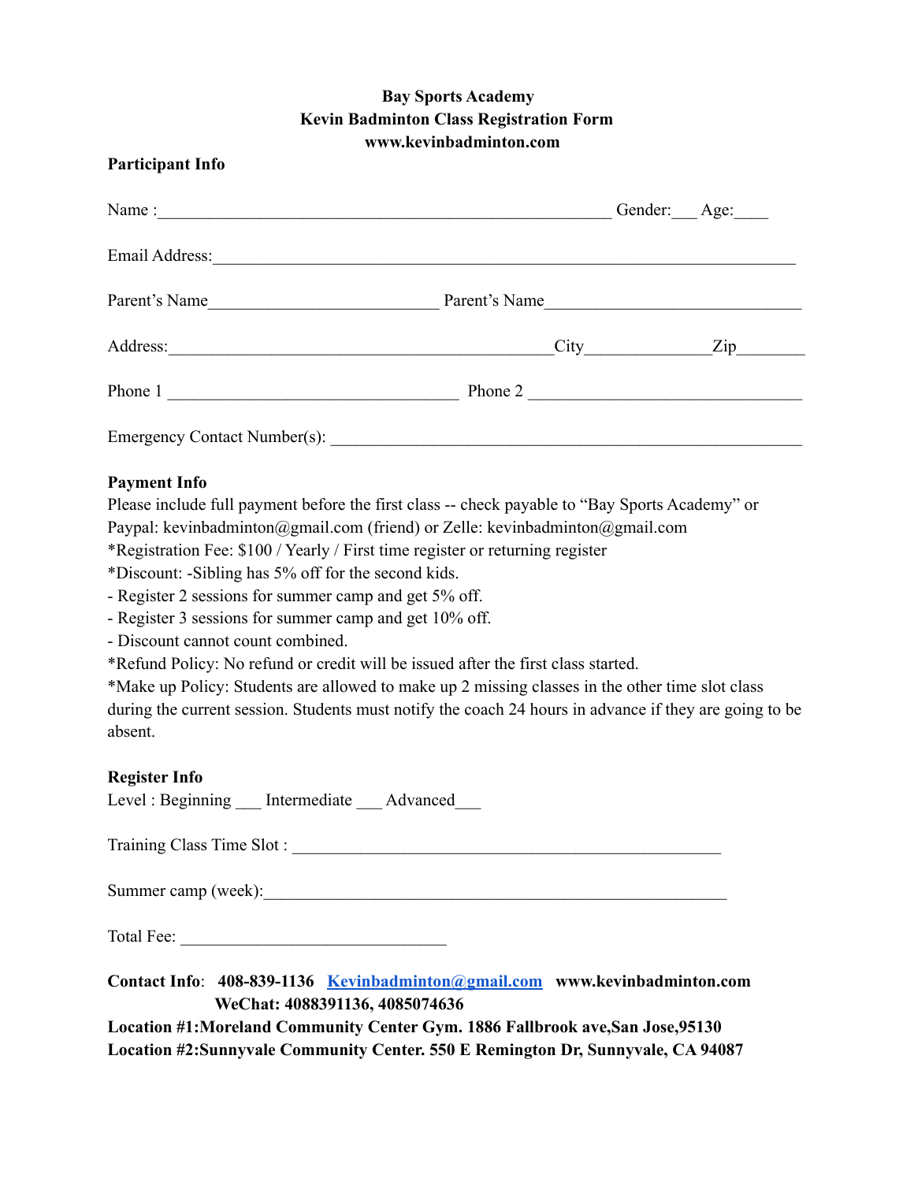**Bay Sports Academy**
**Kevin Badminton Class Registration Form**
**www.kevinbadminton.com**

**Participant Info**

Name :_______________________________________________________ Gender:___ Age:____

Email Address:_______________________________________________________________________

Parent's Name___________________________ Parent's Name______________________________

Address:_____________________________________________City______________Zip________

Phone 1 __________________________________ Phone 2 ________________________________

Emergency Contact Number(s): _______________________________________________________

**Payment Info**

Please include full payment before the first class -- check payable to "Bay Sports Academy" or Paypal: kevinbadminton@gmail.com (friend) or Zelle: kevinbadminton@gmail.com

*Registration Fee: $100 / Yearly / First time register or returning register

*Discount: -Sibling has 5% off for the second kids.

- Register 2 sessions for summer camp and get 5% off.
- Register 3 sessions for summer camp and get 10% off.
- Discount cannot count combined.

*Refund Policy: No refund or credit will be issued after the first class started.

*Make up Policy: Students are allowed to make up 2 missing classes in the other time slot class during the current session. Students must notify the coach 24 hours in advance if they are going to be absent.

**Register Info**

Level : Beginning ___ Intermediate ___ Advanced___

Training Class Time Slot : ___________________________________________________

Summer camp (week):_______________________________________________________

Total Fee: _______________________________

**Contact Info**: **408-839-1136** **Kevinbadminton@gmail.com** **www.kevinbadminton.com**
**WeChat: 4088391136, 4085074636**

**Location #1:Moreland Community Center Gym. 1886 Fallbrook ave,San Jose,95130**

**Location #2:Sunnyvale Community Center. 550 E Remington Dr, Sunnyvale, CA 94087**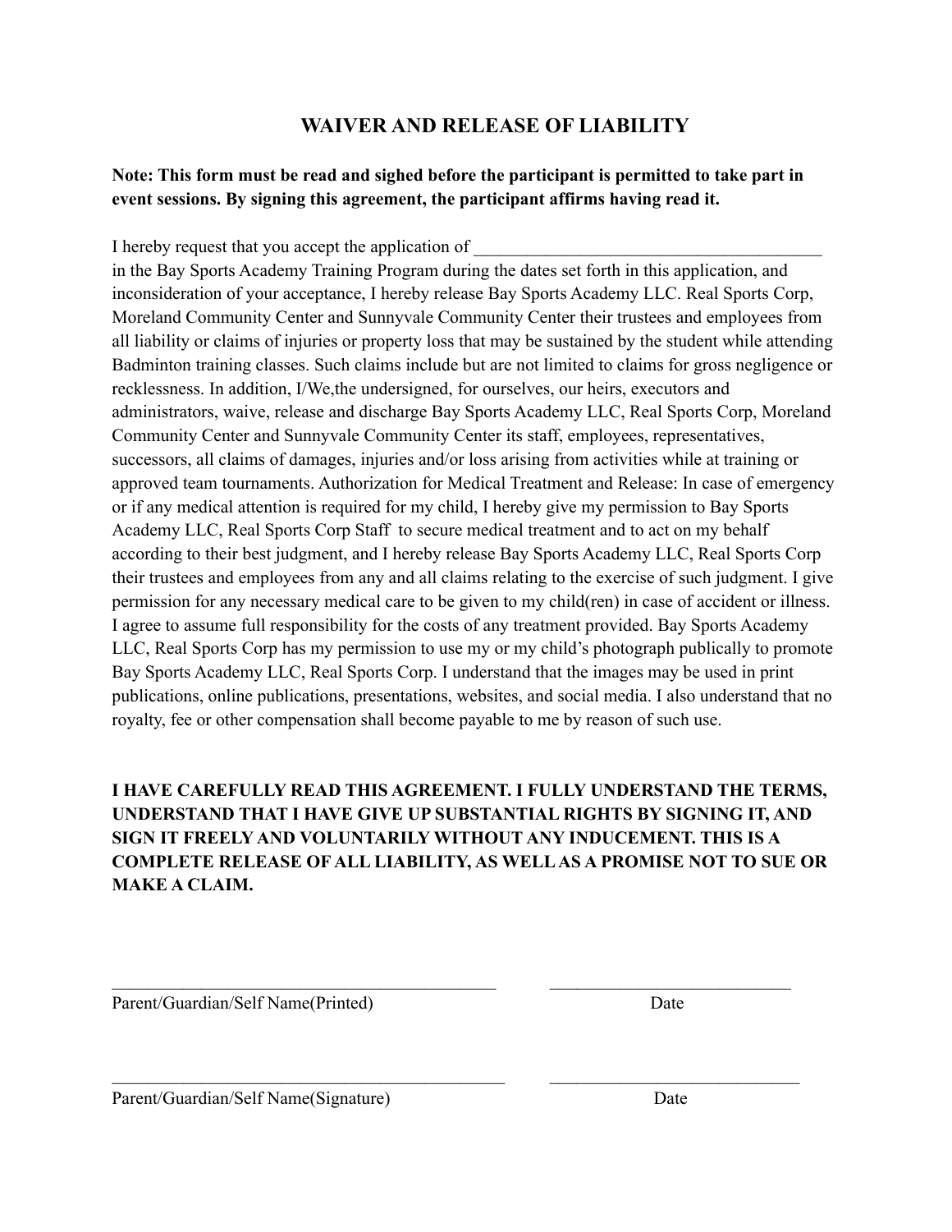# WAIVER AND RELEASE OF LIABILITY

**Note: This form must be read and sighed before the participant is permitted to take part in event sessions. By signing this agreement, the participant affirms having read it.**

I hereby request that you accept the application of ________________________________________ in the Bay Sports Academy Training Program during the dates set forth in this application, and inconsideration of your acceptance, I hereby release Bay Sports Academy LLC. Real Sports Corp, Moreland Community Center and Sunnyvale Community Center their trustees and employees from all liability or claims of injuries or property loss that may be sustained by the student while attending Badminton training classes. Such claims include but are not limited to claims for gross negligence or recklessness. In addition, I/We,the undersigned, for ourselves, our heirs, executors and administrators, waive, release and discharge Bay Sports Academy LLC, Real Sports Corp, Moreland Community Center and Sunnyvale Community Center its staff, employees, representatives, successors, all claims of damages, injuries and/or loss arising from activities while at training or approved team tournaments. Authorization for Medical Treatment and Release: In case of emergency or if any medical attention is required for my child, I hereby give my permission to Bay Sports Academy LLC, Real Sports Corp Staff to secure medical treatment and to act on my behalf according to their best judgment, and I hereby release Bay Sports Academy LLC, Real Sports Corp their trustees and employees from any and all claims relating to the exercise of such judgment. I give permission for any necessary medical care to be given to my child(ren) in case of accident or illness. I agree to assume full responsibility for the costs of any treatment provided. Bay Sports Academy LLC, Real Sports Corp has my permission to use my or my child's photograph publically to promote Bay Sports Academy LLC, Real Sports Corp. I understand that the images may be used in print publications, online publications, presentations, websites, and social media. I also understand that no royalty, fee or other compensation shall become payable to me by reason of such use.

**I HAVE CAREFULLY READ THIS AGREEMENT. I FULLY UNDERSTAND THE TERMS, UNDERSTAND THAT I HAVE GIVE UP SUBSTANTIAL RIGHTS BY SIGNING IT, AND SIGN IT FREELY AND VOLUNTARILY WITHOUT ANY INDUCEMENT. THIS IS A COMPLETE RELEASE OF ALL LIABILITY, AS WELL AS A PROMISE NOT TO SUE OR MAKE A CLAIM.**

______________________________________________ ____________________________

Parent/Guardian/Self Name(Printed) Date

______________________________________________ ____________________________

Parent/Guardian/Self Name(Signature) Date